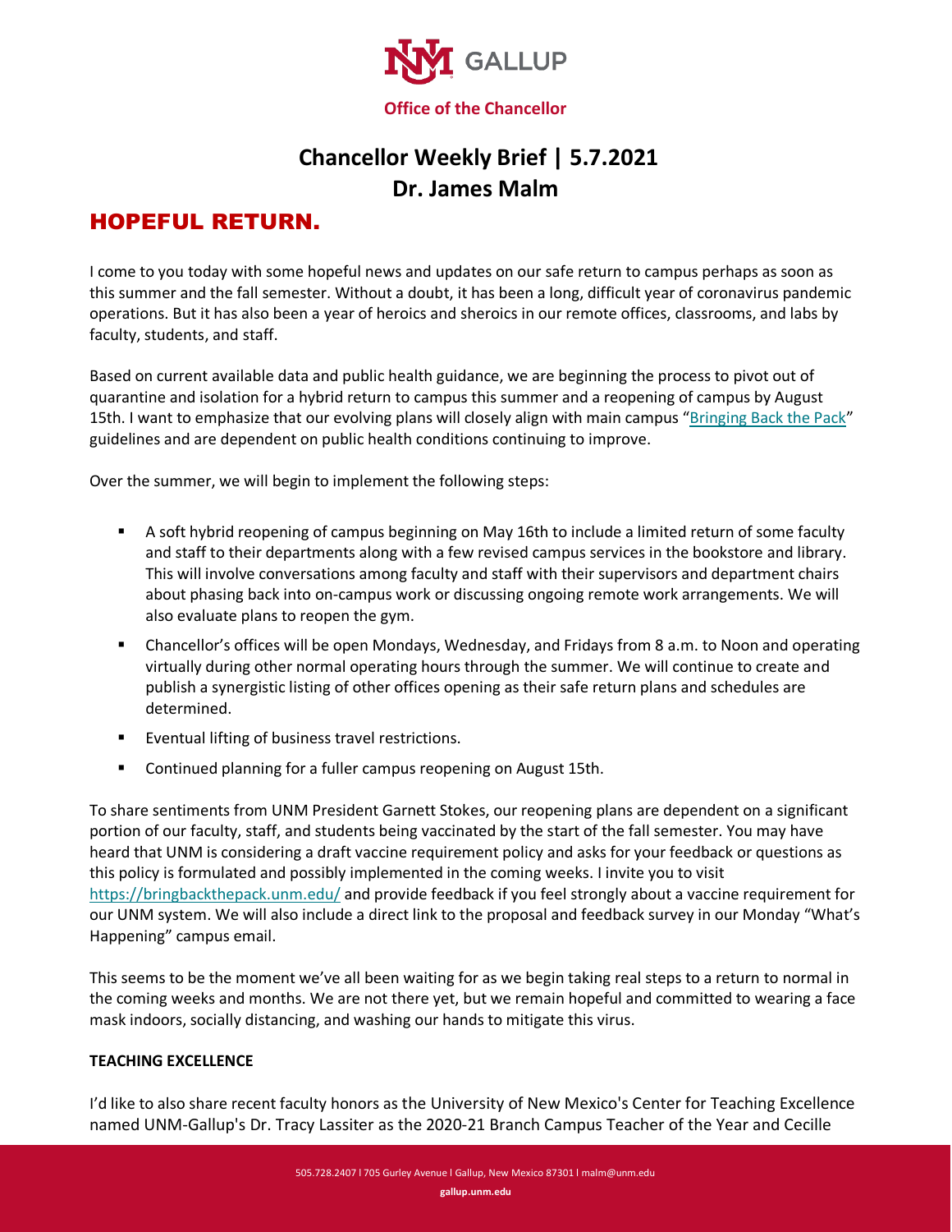UNM GALLUP

**Office of the Chancellor**

# Chancellor Weekly Brief | 5.7.2021
# Dr. James Malm

## HOPEFUL RETURN.

I come to you today with some hopeful news and updates on our safe return to campus perhaps as soon as this summer and the fall semester. Without a doubt, it has been a long, difficult year of coronavirus pandemic operations. But it has also been a year of heroics and sheroics in our remote offices, classrooms, and labs by faculty, students, and staff.

Based on current available data and public health guidance, we are beginning the process to pivot out of quarantine and isolation for a hybrid return to campus this summer and a reopening of campus by August 15th. I want to emphasize that our evolving plans will closely align with main campus "[Bringing Back the Pack](https://bringbackthepack.unm.edu/)" guidelines and are dependent on public health conditions continuing to improve.

Over the summer, we will begin to implement the following steps:

- A soft hybrid reopening of campus beginning on May 16th to include a limited return of some faculty and staff to their departments along with a few revised campus services in the bookstore and library. This will involve conversations among faculty and staff with their supervisors and department chairs about phasing back into on-campus work or discussing ongoing remote work arrangements. We will also evaluate plans to reopen the gym.
- Chancellor's offices will be open Mondays, Wednesday, and Fridays from 8 a.m. to Noon and operating virtually during other normal operating hours through the summer. We will continue to create and publish a synergistic listing of other offices opening as their safe return plans and schedules are determined.
- Eventual lifting of business travel restrictions.
- Continued planning for a fuller campus reopening on August 15th.

To share sentiments from UNM President Garnett Stokes, our reopening plans are dependent on a significant portion of our faculty, staff, and students being vaccinated by the start of the fall semester. You may have heard that UNM is considering a draft vaccine requirement policy and asks for your feedback or questions as this policy is formulated and possibly implemented in the coming weeks. I invite you to visit https://bringbackthepack.unm.edu/ and provide feedback if you feel strongly about a vaccine requirement for our UNM system. We will also include a direct link to the proposal and feedback survey in our Monday "What's Happening" campus email.

This seems to be the moment we've all been waiting for as we begin taking real steps to a return to normal in the coming weeks and months. We are not there yet, but we remain hopeful and committed to wearing a face mask indoors, socially distancing, and washing our hands to mitigate this virus.

**TEACHING EXCELLENCE**

I'd like to also share recent faculty honors as the University of New Mexico's Center for Teaching Excellence named UNM-Gallup's Dr. Tracy Lassiter as the 2020-21 Branch Campus Teacher of the Year and Cecille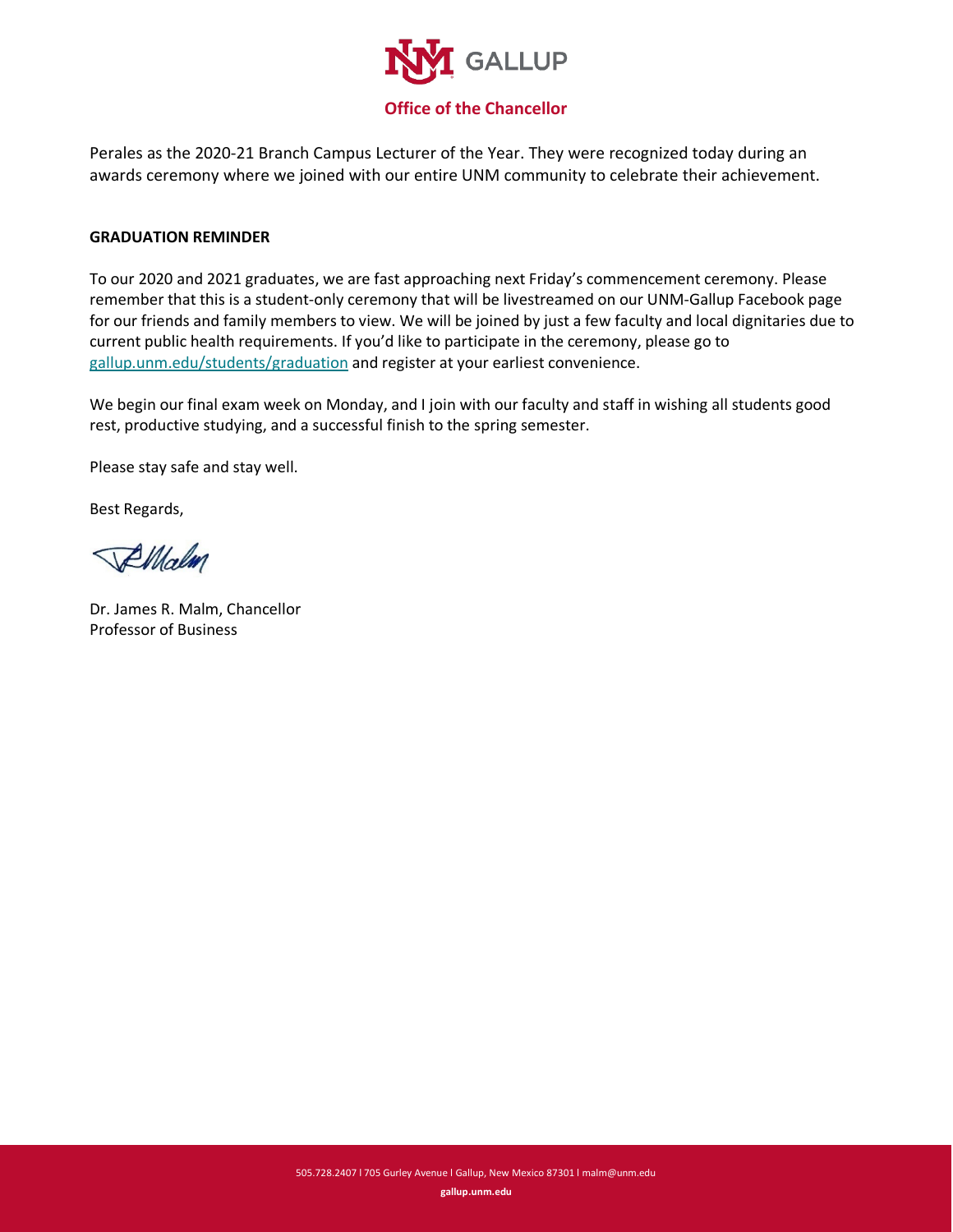Perales as the 2020-21 Branch Campus Lecturer of the Year. They were recognized today during an awards ceremony where we joined with our entire UNM community to celebrate their achievement.

**GRADUATION REMINDER**

To our 2020 and 2021 graduates, we are fast approaching next Friday's commencement ceremony. Please remember that this is a student-only ceremony that will be livestreamed on our UNM-Gallup Facebook page for our friends and family members to view. We will be joined by just a few faculty and local dignitaries due to current public health requirements. If you'd like to participate in the ceremony, please go to gallup.unm.edu/students/graduation and register at your earliest convenience.

We begin our final exam week on Monday, and I join with our faculty and staff in wishing all students good rest, productive studying, and a successful finish to the spring semester.

Please stay safe and stay well.

Best Regards,

Dr. James R. Malm, Chancellor
Professor of Business